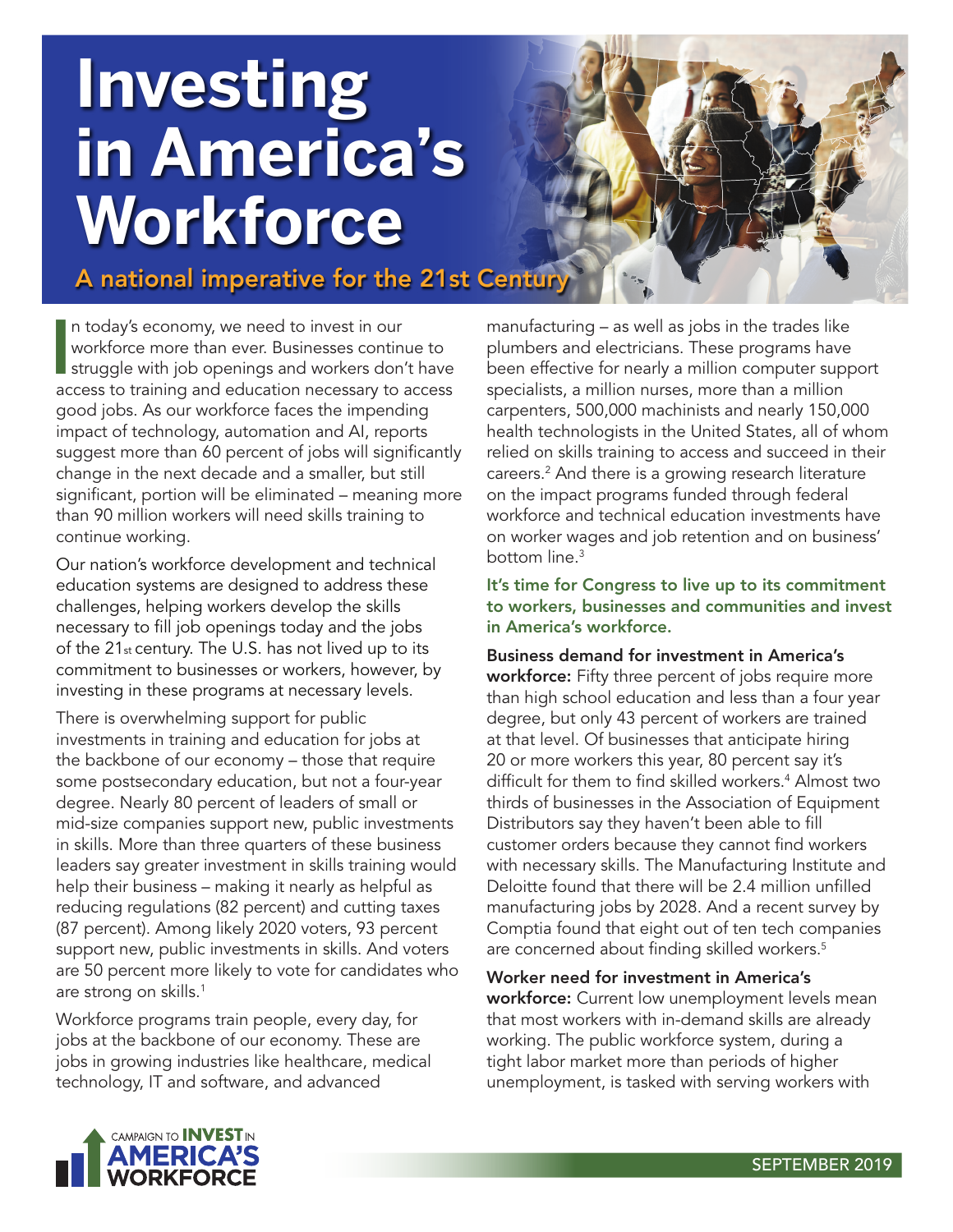# Investing in America's Workforce

## A national imperative for the 21st Century

In today's economy, we need to invest in our workforce more than ever. Businesses continue to struggle with job openings and workers don't have access to training and education necessary to access good jobs. As our workforce faces the impending impact of technology, automation and AI, reports suggest more than 60 percent of jobs will significantly change in the next decade and a smaller, but still significant, portion will be eliminated – meaning more than 90 million workers will need skills training to continue working.

Our nation's workforce development and technical education systems are designed to address these challenges, helping workers develop the skills necessary to fill job openings today and the jobs of the 21st century. The U.S. has not lived up to its commitment to businesses or workers, however, by investing in these programs at necessary levels.

There is overwhelming support for public investments in training and education for jobs at the backbone of our economy – those that require some postsecondary education, but not a four-year degree. Nearly 80 percent of leaders of small or mid-size companies support new, public investments in skills. More than three quarters of these business leaders say greater investment in skills training would help their business – making it nearly as helpful as reducing regulations (82 percent) and cutting taxes (87 percent). Among likely 2020 voters, 93 percent support new, public investments in skills. And voters are 50 percent more likely to vote for candidates who are strong on skills.[1]

Workforce programs train people, every day, for jobs at the backbone of our economy. These are jobs in growing industries like healthcare, medical technology, IT and software, and advanced manufacturing – as well as jobs in the trades like plumbers and electricians. These programs have been effective for nearly a million computer support specialists, a million nurses, more than a million carpenters, 500,000 machinists and nearly 150,000 health technologists in the United States, all of whom relied on skills training to access and succeed in their careers.[2] And there is a growing research literature on the impact programs funded through federal workforce and technical education investments have on worker wages and job retention and on business' bottom line.[3]

**It's time for Congress to live up to its commitment to workers, businesses and communities and invest in America's workforce.**

**Business demand for investment in America's workforce:** Fifty three percent of jobs require more than high school education and less than a four year degree, but only 43 percent of workers are trained at that level. Of businesses that anticipate hiring 20 or more workers this year, 80 percent say it's difficult for them to find skilled workers.[4] Almost two thirds of businesses in the Association of Equipment Distributors say they haven't been able to fill customer orders because they cannot find workers with necessary skills. The Manufacturing Institute and Deloitte found that there will be 2.4 million unfilled manufacturing jobs by 2028. And a recent survey by Comptia found that eight out of ten tech companies are concerned about finding skilled workers.[5]

**Worker need for investment in America's workforce:** Current low unemployment levels mean that most workers with in-demand skills are already working. The public workforce system, during a tight labor market more than periods of higher unemployment, is tasked with serving workers with

CAMPAIGN TO INVEST IN AMERICA'S WORKFORCE

SEPTEMBER 2019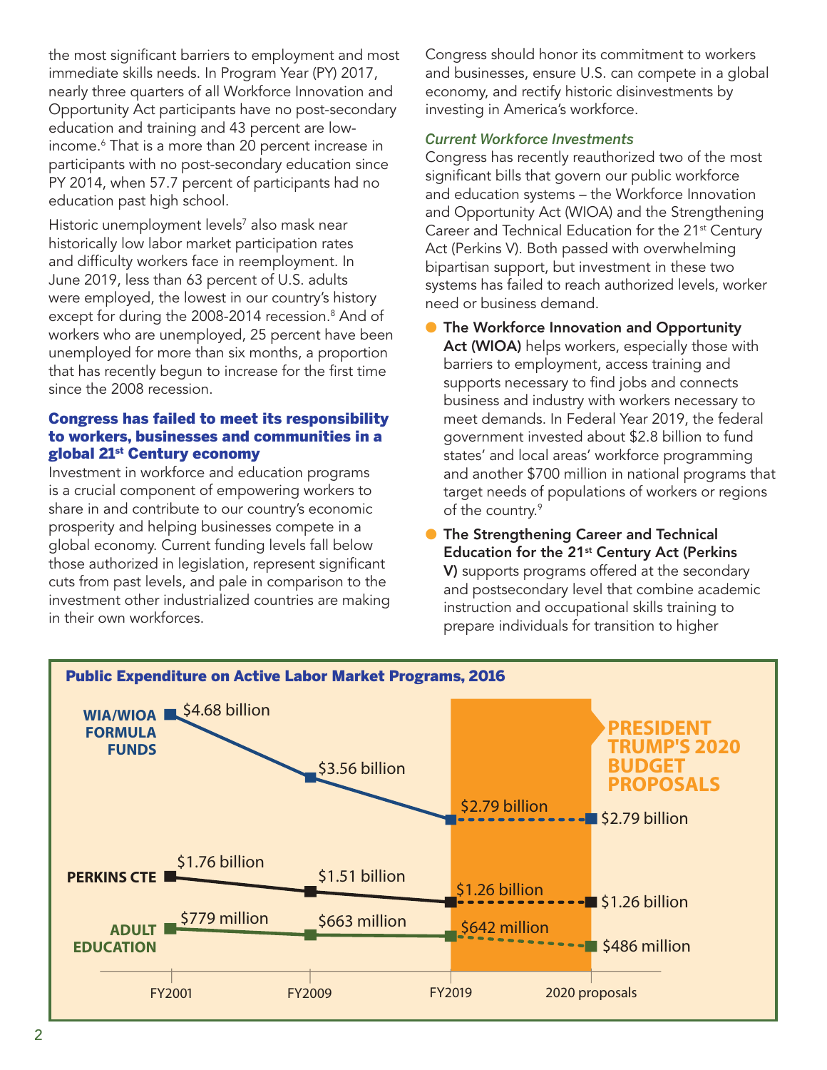the most significant barriers to employment and most immediate skills needs. In Program Year (PY) 2017, nearly three quarters of all Workforce Innovation and Opportunity Act participants have no post-secondary education and training and 43 percent are low-income.[6] That is a more than 20 percent increase in participants with no post-secondary education since PY 2014, when 57.7 percent of participants had no education past high school.

Historic unemployment levels[7] also mask near historically low labor market participation rates and difficulty workers face in reemployment. In June 2019, less than 63 percent of U.S. adults were employed, the lowest in our country's history except for during the 2008-2014 recession.[8] And of workers who are unemployed, 25 percent have been unemployed for more than six months, a proportion that has recently begun to increase for the first time since the 2008 recession.

### Congress has failed to meet its responsibility to workers, businesses and communities in a global 21st Century economy

Investment in workforce and education programs is a crucial component of empowering workers to share in and contribute to our country's economic prosperity and helping businesses compete in a global economy. Current funding levels fall below those authorized in legislation, represent significant cuts from past levels, and pale in comparison to the investment other industrialized countries are making in their own workforces.

Congress should honor its commitment to workers and businesses, ensure U.S. can compete in a global economy, and rectify historic disinvestments by investing in America's workforce.

#### *Current Workforce Investments*

Congress has recently reauthorized two of the most significant bills that govern our public workforce and education systems – the Workforce Innovation and Opportunity Act (WIOA) and the Strengthening Career and Technical Education for the 21st Century Act (Perkins V). Both passed with overwhelming bipartisan support, but investment in these two systems has failed to reach authorized levels, worker need or business demand.

- **The Workforce Innovation and Opportunity Act (WIOA)** helps workers, especially those with barriers to employment, access training and supports necessary to find jobs and connects business and industry with workers necessary to meet demands. In Federal Year 2019, the federal government invested about $2.8 billion to fund states' and local areas' workforce programming and another $700 million in national programs that target needs of populations of workers or regions of the country.[9]
- **The Strengthening Career and Technical Education for the 21st Century Act (Perkins V)** supports programs offered at the secondary and postsecondary level that combine academic instruction and occupational skills training to prepare individuals for transition to higher

**Public Expenditure on Active Labor Market Programs, 2016**

| | FY2001 | FY2009 | FY2019 | 2020 proposals (President Trump's 2020 Budget Proposals) |
|---|---|---|---|---|
| WIA/WIOA Formula Funds | $4.68 billion | $3.56 billion | $2.79 billion | $2.79 billion |
| Perkins CTE | $1.76 billion | $1.51 billion | $1.26 billion | $1.26 billion |
| Adult Education | $779 million | $663 million | $642 million | $486 million |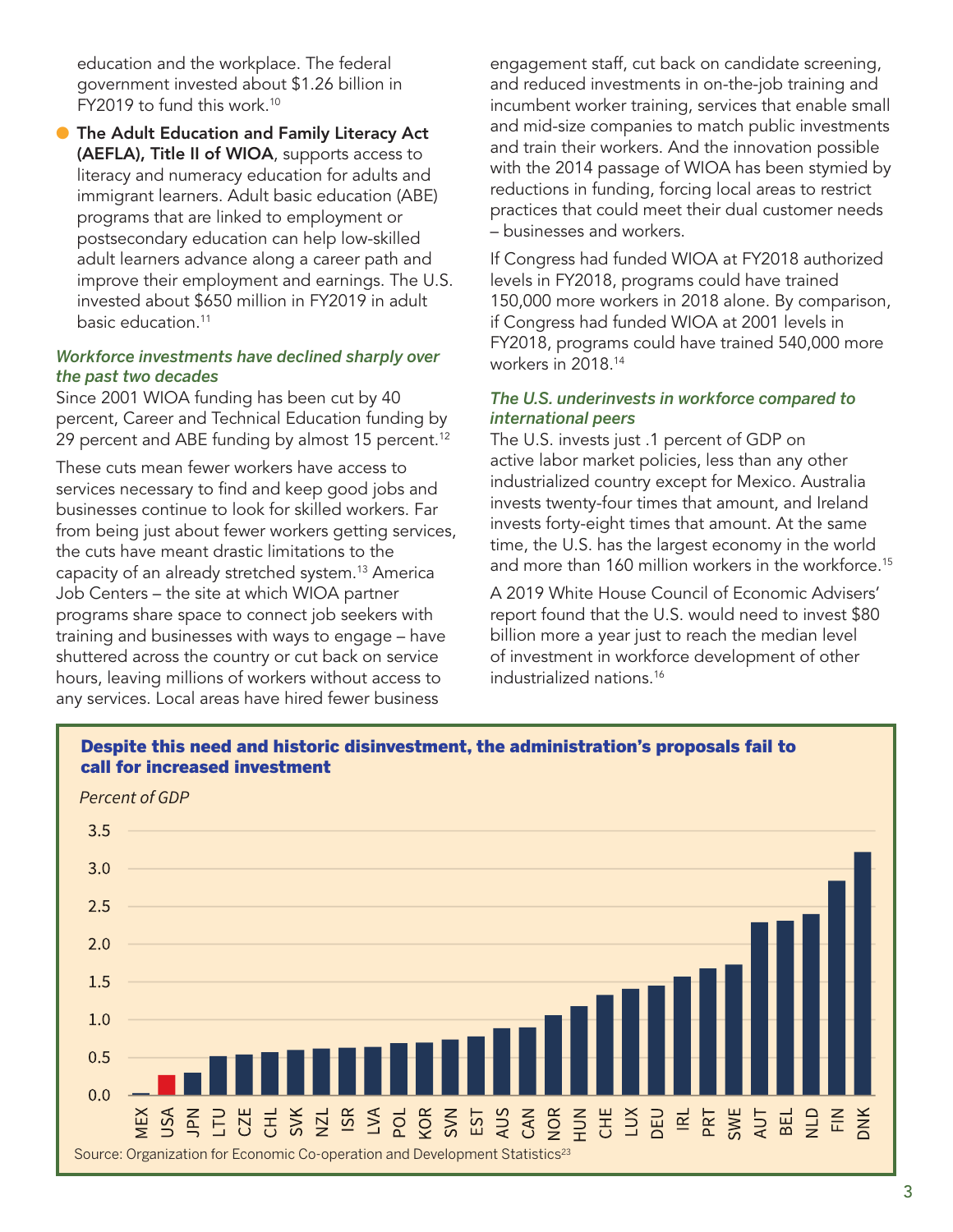education and the workplace. The federal government invested about $1.26 billion in FY2019 to fund this work.[10]

- **The Adult Education and Family Literacy Act (AEFLA), Title II of WIOA**, supports access to literacy and numeracy education for adults and immigrant learners. Adult basic education (ABE) programs that are linked to employment or postsecondary education can help low-skilled adult learners advance along a career path and improve their employment and earnings. The U.S. invested about $650 million in FY2019 in adult basic education.[11]

### *Workforce investments have declined sharply over the past two decades*

Since 2001 WIOA funding has been cut by 40 percent, Career and Technical Education funding by 29 percent and ABE funding by almost 15 percent.[12]

These cuts mean fewer workers have access to services necessary to find and keep good jobs and businesses continue to look for skilled workers. Far from being just about fewer workers getting services, the cuts have meant drastic limitations to the capacity of an already stretched system.[13] America Job Centers – the site at which WIOA partner programs share space to connect job seekers with training and businesses with ways to engage – have shuttered across the country or cut back on service hours, leaving millions of workers without access to any services. Local areas have hired fewer business engagement staff, cut back on candidate screening, and reduced investments in on-the-job training and incumbent worker training, services that enable small and mid-size companies to match public investments and train their workers. And the innovation possible with the 2014 passage of WIOA has been stymied by reductions in funding, forcing local areas to restrict practices that could meet their dual customer needs – businesses and workers.

If Congress had funded WIOA at FY2018 authorized levels in FY2018, programs could have trained 150,000 more workers in 2018 alone. By comparison, if Congress had funded WIOA at 2001 levels in FY2018, programs could have trained 540,000 more workers in 2018.[14]

### *The U.S. underinvests in workforce compared to international peers*

The U.S. invests just .1 percent of GDP on active labor market policies, less than any other industrialized country except for Mexico. Australia invests twenty-four times that amount, and Ireland invests forty-eight times that amount. At the same time, the U.S. has the largest economy in the world and more than 160 million workers in the workforce.[15]

A 2019 White House Council of Economic Advisers' report found that the U.S. would need to invest $80 billion more a year just to reach the median level of investment in workforce development of other industrialized nations.[16]

**Despite this need and historic disinvestment, the administration's proposals fail to call for increased investment**

*Percent of GDP*

| Country | Percent of GDP (approx.) |
|---|---|
| MEX | 0.02 |
| USA | 0.27 |
| JPN | 0.30 |
| LTU | 0.52 |
| CZE | 0.54 |
| CHL | 0.57 |
| SVK | 0.60 |
| NZL | 0.62 |
| ISR | 0.63 |
| LVA | 0.64 |
| POL | 0.69 |
| KOR | 0.70 |
| SVN | 0.74 |
| EST | 0.78 |
| AUS | 0.89 |
| CAN | 0.90 |
| NOR | 1.06 |
| HUN | 1.18 |
| CHE | 1.33 |
| LUX | 1.41 |
| DEU | 1.45 |
| IRL | 1.57 |
| PRT | 1.68 |
| SWE | 1.73 |
| AUT | 2.30 |
| BEL | 2.32 |
| NLD | 2.40 |
| FIN | 2.84 |
| DNK | 3.22 |

Source: Organization for Economic Co-operation and Development Statistics[23]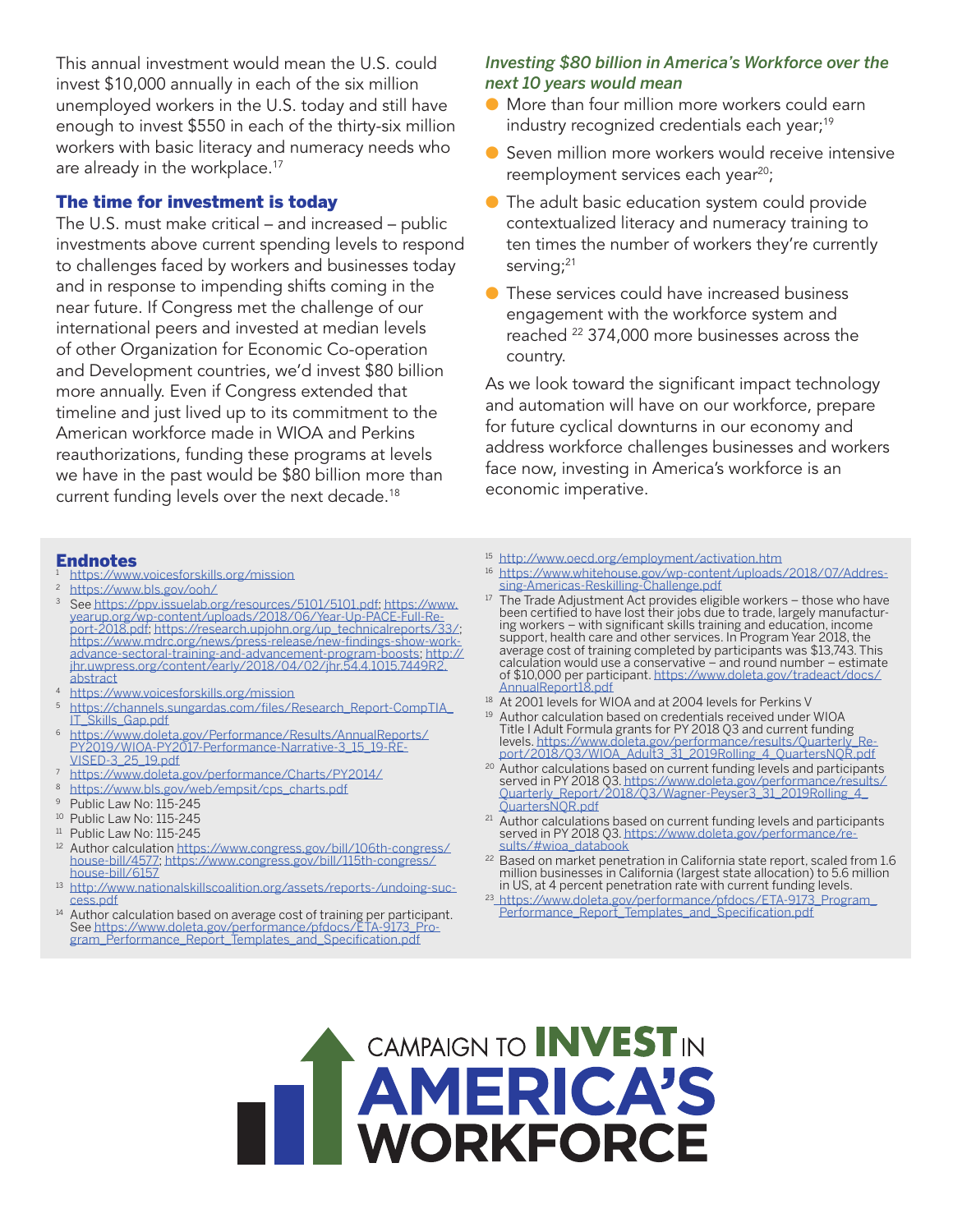This annual investment would mean the U.S. could invest $10,000 annually in each of the six million unemployed workers in the U.S. today and still have enough to invest $550 in each of the thirty-six million workers with basic literacy and numeracy needs who are already in the workplace.[17]

## The time for investment is today

The U.S. must make critical – and increased – public investments above current spending levels to respond to challenges faced by workers and businesses today and in response to impending shifts coming in the near future. If Congress met the challenge of our international peers and invested at median levels of other Organization for Economic Co-operation and Development countries, we'd invest $80 billion more annually. Even if Congress extended that timeline and just lived up to its commitment to the American workforce made in WIOA and Perkins reauthorizations, funding these programs at levels we have in the past would be $80 billion more than current funding levels over the next decade.[18]

*Investing $80 billion in America's Workforce over the next 10 years would mean*

- More than four million more workers could earn industry recognized credentials each year;[19]
- Seven million more workers would receive intensive reemployment services each year[20];
- The adult basic education system could provide contextualized literacy and numeracy training to ten times the number of workers they're currently serving;[21]
- These services could have increased business engagement with the workforce system and reached [22] 374,000 more businesses across the country.

As we look toward the significant impact technology and automation will have on our workforce, prepare for future cyclical downturns in our economy and address workforce challenges businesses and workers face now, investing in America's workforce is an economic imperative.

## Endnotes

1. https://www.voicesforskills.org/mission
2. https://www.bls.gov/ooh/
3. See https://ppv.issuelab.org/resources/5101/5101.pdf; https://www.yearup.org/wp-content/uploads/2018/06/Year-Up-PACE-Full-Report-2018.pdf; https://research.upjohn.org/up_technicalreports/33/; https://www.mdrc.org/news/press-release/new-findings-show-work-advance-sectoral-training-and-advancement-program-boosts; http://jhr.uwpress.org/content/early/2018/04/02/jhr.54.4.1015.7449R2.abstract
4. https://www.voicesforskills.org/mission
5. https://channels.sungardas.com/files/Research_Report-CompTIA_IT_Skills_Gap.pdf
6. https://www.doleta.gov/Performance/Results/AnnualReports/PY2019/WIOA-PY2017-Performance-Narrative-3_15_19-REVISED-3_25_19.pdf
7. https://www.doleta.gov/performance/Charts/PY2014/
8. https://www.bls.gov/web/empsit/cps_charts.pdf
9. Public Law No: 115-245
10. Public Law No: 115-245
11. Public Law No: 115-245
12. Author calculation https://www.congress.gov/bill/106th-congress/house-bill/4577; https://www.congress.gov/bill/115th-congress/house-bill/6157
13. http://www.nationalskillscoalition.org/assets/reports-/undoing-success.pdf
14. Author calculation based on average cost of training per participant. See https://www.doleta.gov/performance/pfdocs/ETA-9173_Program_Performance_Report_Templates_and_Specification.pdf
15. http://www.oecd.org/employment/activation.htm
16. https://www.whitehouse.gov/wp-content/uploads/2018/07/Addressing-Americas-Reskilling-Challenge.pdf
17. The Trade Adjustment Act provides eligible workers – those who have been certified to have lost their jobs due to trade, largely manufacturing workers – with significant skills training and education, income support, health care and other services. In Program Year 2018, the average cost of training completed by participants was $13,743. This calculation would use a conservative – and round number – estimate of $10,000 per participant. https://www.doleta.gov/tradeact/docs/AnnualReport18.pdf
18. At 2001 levels for WIOA and at 2004 levels for Perkins V
19. Author calculation based on credentials received under WIOA Title I Adult Formula grants for PY 2018 Q3 and current funding levels. https://www.doleta.gov/performance/results/Quarterly_Report/2018/Q3/WIOA_Adult3_31_2019Rolling_4_QuartersNQR.pdf
20. Author calculations based on current funding levels and participants served in PY 2018 Q3. https://www.doleta.gov/performance/results/Quarterly_Report/2018/Q3/Wagner-Peyser3_31_2019Rolling_4_QuartersNQR.pdf
21. Author calculations based on current funding levels and participants served in PY 2018 Q3. https://www.doleta.gov/performance/results/#wioa_databook
22. Based on market penetration in California state report, scaled from 1.6 million businesses in California (largest state allocation) to 5.6 million in US, at 4 percent penetration rate with current funding levels.
23. https://www.doleta.gov/performance/pfdocs/ETA-9173_Program_Performance_Report_Templates_and_Specification.pdf

CAMPAIGN TO INVEST IN AMERICA'S WORKFORCE